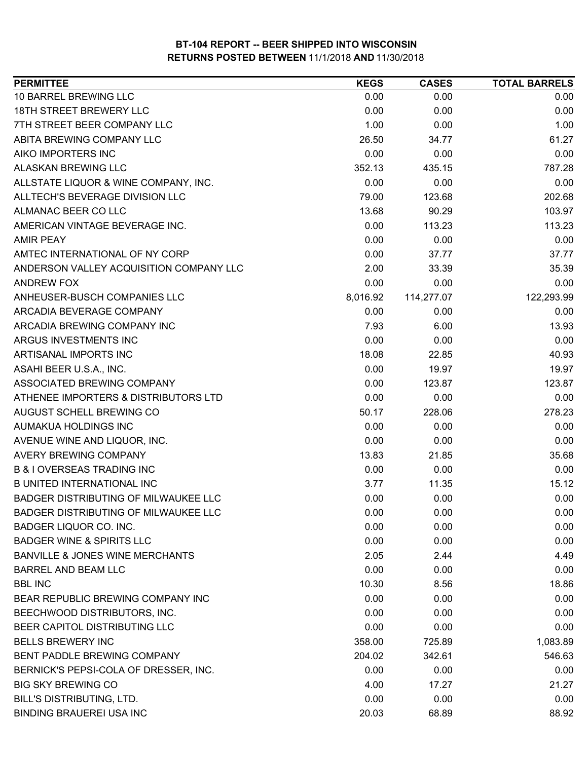**BT-104 REPORT -- BEER SHIPPED INTO WISCONSIN**
**RETURNS POSTED BETWEEN** 11/1/2018 **AND** 11/30/2018

| PERMITTEE | KEGS | CASES | TOTAL BARRELS |
|---|---|---|---|
| 10 BARREL BREWING LLC | 0.00 | 0.00 | 0.00 |
| 18TH STREET BREWERY LLC | 0.00 | 0.00 | 0.00 |
| 7TH STREET BEER COMPANY LLC | 1.00 | 0.00 | 1.00 |
| ABITA BREWING COMPANY LLC | 26.50 | 34.77 | 61.27 |
| AIKO IMPORTERS INC | 0.00 | 0.00 | 0.00 |
| ALASKAN BREWING LLC | 352.13 | 435.15 | 787.28 |
| ALLSTATE LIQUOR & WINE COMPANY, INC. | 0.00 | 0.00 | 0.00 |
| ALLTECH'S BEVERAGE DIVISION LLC | 79.00 | 123.68 | 202.68 |
| ALMANAC BEER CO LLC | 13.68 | 90.29 | 103.97 |
| AMERICAN VINTAGE BEVERAGE INC. | 0.00 | 113.23 | 113.23 |
| AMIR PEAY | 0.00 | 0.00 | 0.00 |
| AMTEC INTERNATIONAL OF NY CORP | 0.00 | 37.77 | 37.77 |
| ANDERSON VALLEY ACQUISITION COMPANY LLC | 2.00 | 33.39 | 35.39 |
| ANDREW FOX | 0.00 | 0.00 | 0.00 |
| ANHEUSER-BUSCH COMPANIES LLC | 8,016.92 | 114,277.07 | 122,293.99 |
| ARCADIA BEVERAGE COMPANY | 0.00 | 0.00 | 0.00 |
| ARCADIA BREWING COMPANY INC | 7.93 | 6.00 | 13.93 |
| ARGUS INVESTMENTS INC | 0.00 | 0.00 | 0.00 |
| ARTISANAL IMPORTS INC | 18.08 | 22.85 | 40.93 |
| ASAHI BEER U.S.A., INC. | 0.00 | 19.97 | 19.97 |
| ASSOCIATED BREWING COMPANY | 0.00 | 123.87 | 123.87 |
| ATHENEE IMPORTERS & DISTRIBUTORS LTD | 0.00 | 0.00 | 0.00 |
| AUGUST SCHELL BREWING CO | 50.17 | 228.06 | 278.23 |
| AUMAKUA HOLDINGS INC | 0.00 | 0.00 | 0.00 |
| AVENUE WINE AND LIQUOR, INC. | 0.00 | 0.00 | 0.00 |
| AVERY BREWING COMPANY | 13.83 | 21.85 | 35.68 |
| B & I OVERSEAS TRADING INC | 0.00 | 0.00 | 0.00 |
| B UNITED INTERNATIONAL INC | 3.77 | 11.35 | 15.12 |
| BADGER DISTRIBUTING OF MILWAUKEE LLC | 0.00 | 0.00 | 0.00 |
| BADGER DISTRIBUTING OF MILWAUKEE LLC | 0.00 | 0.00 | 0.00 |
| BADGER LIQUOR CO. INC. | 0.00 | 0.00 | 0.00 |
| BADGER WINE & SPIRITS LLC | 0.00 | 0.00 | 0.00 |
| BANVILLE & JONES WINE MERCHANTS | 2.05 | 2.44 | 4.49 |
| BARREL AND BEAM LLC | 0.00 | 0.00 | 0.00 |
| BBL INC | 10.30 | 8.56 | 18.86 |
| BEAR REPUBLIC BREWING COMPANY INC | 0.00 | 0.00 | 0.00 |
| BEECHWOOD DISTRIBUTORS, INC. | 0.00 | 0.00 | 0.00 |
| BEER CAPITOL DISTRIBUTING LLC | 0.00 | 0.00 | 0.00 |
| BELLS BREWERY INC | 358.00 | 725.89 | 1,083.89 |
| BENT PADDLE BREWING COMPANY | 204.02 | 342.61 | 546.63 |
| BERNICK'S PEPSI-COLA OF DRESSER, INC. | 0.00 | 0.00 | 0.00 |
| BIG SKY BREWING CO | 4.00 | 17.27 | 21.27 |
| BILL'S DISTRIBUTING, LTD. | 0.00 | 0.00 | 0.00 |
| BINDING BRAUEREI USA INC | 20.03 | 68.89 | 88.92 |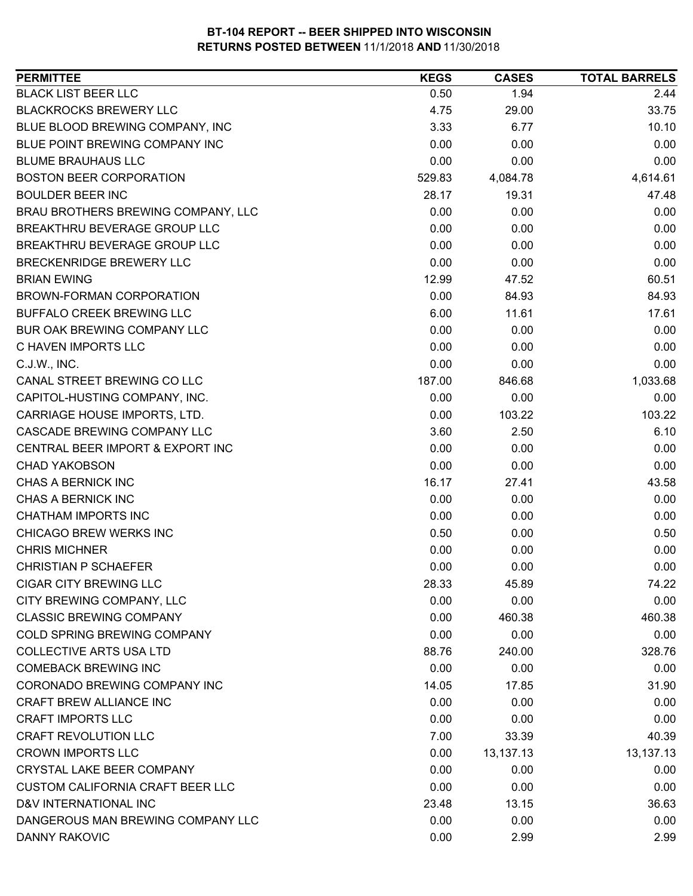# BT-104 REPORT -- BEER SHIPPED INTO WISCONSIN
## RETURNS POSTED BETWEEN 11/1/2018 AND 11/30/2018

| PERMITTEE | KEGS | CASES | TOTAL BARRELS |
|---|---|---|---|
| BLACK LIST BEER LLC | 0.50 | 1.94 | 2.44 |
| BLACKROCKS BREWERY LLC | 4.75 | 29.00 | 33.75 |
| BLUE BLOOD BREWING COMPANY, INC | 3.33 | 6.77 | 10.10 |
| BLUE POINT BREWING COMPANY INC | 0.00 | 0.00 | 0.00 |
| BLUME BRAUHAUS LLC | 0.00 | 0.00 | 0.00 |
| BOSTON BEER CORPORATION | 529.83 | 4,084.78 | 4,614.61 |
| BOULDER BEER INC | 28.17 | 19.31 | 47.48 |
| BRAU BROTHERS BREWING COMPANY, LLC | 0.00 | 0.00 | 0.00 |
| BREAKTHRU BEVERAGE GROUP LLC | 0.00 | 0.00 | 0.00 |
| BREAKTHRU BEVERAGE GROUP LLC | 0.00 | 0.00 | 0.00 |
| BRECKENRIDGE BREWERY LLC | 0.00 | 0.00 | 0.00 |
| BRIAN EWING | 12.99 | 47.52 | 60.51 |
| BROWN-FORMAN CORPORATION | 0.00 | 84.93 | 84.93 |
| BUFFALO CREEK BREWING LLC | 6.00 | 11.61 | 17.61 |
| BUR OAK BREWING COMPANY LLC | 0.00 | 0.00 | 0.00 |
| C HAVEN IMPORTS LLC | 0.00 | 0.00 | 0.00 |
| C.J.W., INC. | 0.00 | 0.00 | 0.00 |
| CANAL STREET BREWING CO LLC | 187.00 | 846.68 | 1,033.68 |
| CAPITOL-HUSTING COMPANY, INC. | 0.00 | 0.00 | 0.00 |
| CARRIAGE HOUSE IMPORTS, LTD. | 0.00 | 103.22 | 103.22 |
| CASCADE BREWING COMPANY LLC | 3.60 | 2.50 | 6.10 |
| CENTRAL BEER IMPORT & EXPORT INC | 0.00 | 0.00 | 0.00 |
| CHAD YAKOBSON | 0.00 | 0.00 | 0.00 |
| CHAS A BERNICK INC | 16.17 | 27.41 | 43.58 |
| CHAS A BERNICK INC | 0.00 | 0.00 | 0.00 |
| CHATHAM IMPORTS INC | 0.00 | 0.00 | 0.00 |
| CHICAGO BREW WERKS INC | 0.50 | 0.00 | 0.50 |
| CHRIS MICHNER | 0.00 | 0.00 | 0.00 |
| CHRISTIAN P SCHAEFER | 0.00 | 0.00 | 0.00 |
| CIGAR CITY BREWING LLC | 28.33 | 45.89 | 74.22 |
| CITY BREWING COMPANY, LLC | 0.00 | 0.00 | 0.00 |
| CLASSIC BREWING COMPANY | 0.00 | 460.38 | 460.38 |
| COLD SPRING BREWING COMPANY | 0.00 | 0.00 | 0.00 |
| COLLECTIVE ARTS USA LTD | 88.76 | 240.00 | 328.76 |
| COMEBACK BREWING INC | 0.00 | 0.00 | 0.00 |
| CORONADO BREWING COMPANY INC | 14.05 | 17.85 | 31.90 |
| CRAFT BREW ALLIANCE INC | 0.00 | 0.00 | 0.00 |
| CRAFT IMPORTS LLC | 0.00 | 0.00 | 0.00 |
| CRAFT REVOLUTION LLC | 7.00 | 33.39 | 40.39 |
| CROWN IMPORTS LLC | 0.00 | 13,137.13 | 13,137.13 |
| CRYSTAL LAKE BEER COMPANY | 0.00 | 0.00 | 0.00 |
| CUSTOM CALIFORNIA CRAFT BEER LLC | 0.00 | 0.00 | 0.00 |
| D&V INTERNATIONAL INC | 23.48 | 13.15 | 36.63 |
| DANGEROUS MAN BREWING COMPANY LLC | 0.00 | 0.00 | 0.00 |
| DANNY RAKOVIC | 0.00 | 2.99 | 2.99 |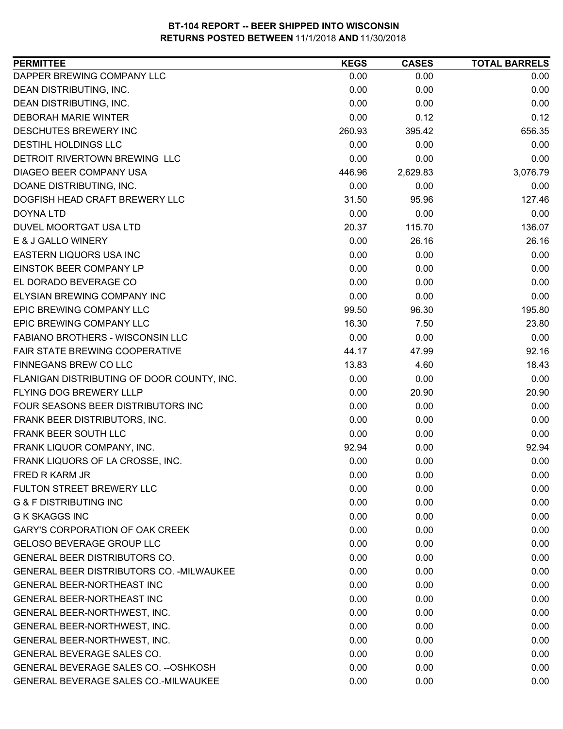**BT-104 REPORT -- BEER SHIPPED INTO WISCONSIN**
**RETURNS POSTED BETWEEN** 11/1/2018 **AND** 11/30/2018

| PERMITTEE | KEGS | CASES | TOTAL BARRELS |
|---|---|---|---|
| DAPPER BREWING COMPANY LLC | 0.00 | 0.00 | 0.00 |
| DEAN DISTRIBUTING, INC. | 0.00 | 0.00 | 0.00 |
| DEAN DISTRIBUTING, INC. | 0.00 | 0.00 | 0.00 |
| DEBORAH MARIE WINTER | 0.00 | 0.12 | 0.12 |
| DESCHUTES BREWERY INC | 260.93 | 395.42 | 656.35 |
| DESTIHL HOLDINGS LLC | 0.00 | 0.00 | 0.00 |
| DETROIT RIVERTOWN BREWING LLC | 0.00 | 0.00 | 0.00 |
| DIAGEO BEER COMPANY USA | 446.96 | 2,629.83 | 3,076.79 |
| DOANE DISTRIBUTING, INC. | 0.00 | 0.00 | 0.00 |
| DOGFISH HEAD CRAFT BREWERY LLC | 31.50 | 95.96 | 127.46 |
| DOYNA LTD | 0.00 | 0.00 | 0.00 |
| DUVEL MOORTGAT USA LTD | 20.37 | 115.70 | 136.07 |
| E & J GALLO WINERY | 0.00 | 26.16 | 26.16 |
| EASTERN LIQUORS USA INC | 0.00 | 0.00 | 0.00 |
| EINSTOK BEER COMPANY LP | 0.00 | 0.00 | 0.00 |
| EL DORADO BEVERAGE CO | 0.00 | 0.00 | 0.00 |
| ELYSIAN BREWING COMPANY INC | 0.00 | 0.00 | 0.00 |
| EPIC BREWING COMPANY LLC | 99.50 | 96.30 | 195.80 |
| EPIC BREWING COMPANY LLC | 16.30 | 7.50 | 23.80 |
| FABIANO BROTHERS - WISCONSIN LLC | 0.00 | 0.00 | 0.00 |
| FAIR STATE BREWING COOPERATIVE | 44.17 | 47.99 | 92.16 |
| FINNEGANS BREW CO LLC | 13.83 | 4.60 | 18.43 |
| FLANIGAN DISTRIBUTING OF DOOR COUNTY, INC. | 0.00 | 0.00 | 0.00 |
| FLYING DOG BREWERY LLLP | 0.00 | 20.90 | 20.90 |
| FOUR SEASONS BEER DISTRIBUTORS INC | 0.00 | 0.00 | 0.00 |
| FRANK BEER DISTRIBUTORS, INC. | 0.00 | 0.00 | 0.00 |
| FRANK BEER SOUTH LLC | 0.00 | 0.00 | 0.00 |
| FRANK LIQUOR COMPANY, INC. | 92.94 | 0.00 | 92.94 |
| FRANK LIQUORS OF LA CROSSE, INC. | 0.00 | 0.00 | 0.00 |
| FRED R KARM JR | 0.00 | 0.00 | 0.00 |
| FULTON STREET BREWERY LLC | 0.00 | 0.00 | 0.00 |
| G & F DISTRIBUTING INC | 0.00 | 0.00 | 0.00 |
| G K SKAGGS INC | 0.00 | 0.00 | 0.00 |
| GARY'S CORPORATION OF OAK CREEK | 0.00 | 0.00 | 0.00 |
| GELOSO BEVERAGE GROUP LLC | 0.00 | 0.00 | 0.00 |
| GENERAL BEER DISTRIBUTORS CO. | 0.00 | 0.00 | 0.00 |
| GENERAL BEER DISTRIBUTORS CO. -MILWAUKEE | 0.00 | 0.00 | 0.00 |
| GENERAL BEER-NORTHEAST INC | 0.00 | 0.00 | 0.00 |
| GENERAL BEER-NORTHEAST INC | 0.00 | 0.00 | 0.00 |
| GENERAL BEER-NORTHWEST, INC. | 0.00 | 0.00 | 0.00 |
| GENERAL BEER-NORTHWEST, INC. | 0.00 | 0.00 | 0.00 |
| GENERAL BEER-NORTHWEST, INC. | 0.00 | 0.00 | 0.00 |
| GENERAL BEVERAGE SALES CO. | 0.00 | 0.00 | 0.00 |
| GENERAL BEVERAGE SALES CO. --OSHKOSH | 0.00 | 0.00 | 0.00 |
| GENERAL BEVERAGE SALES CO.-MILWAUKEE | 0.00 | 0.00 | 0.00 |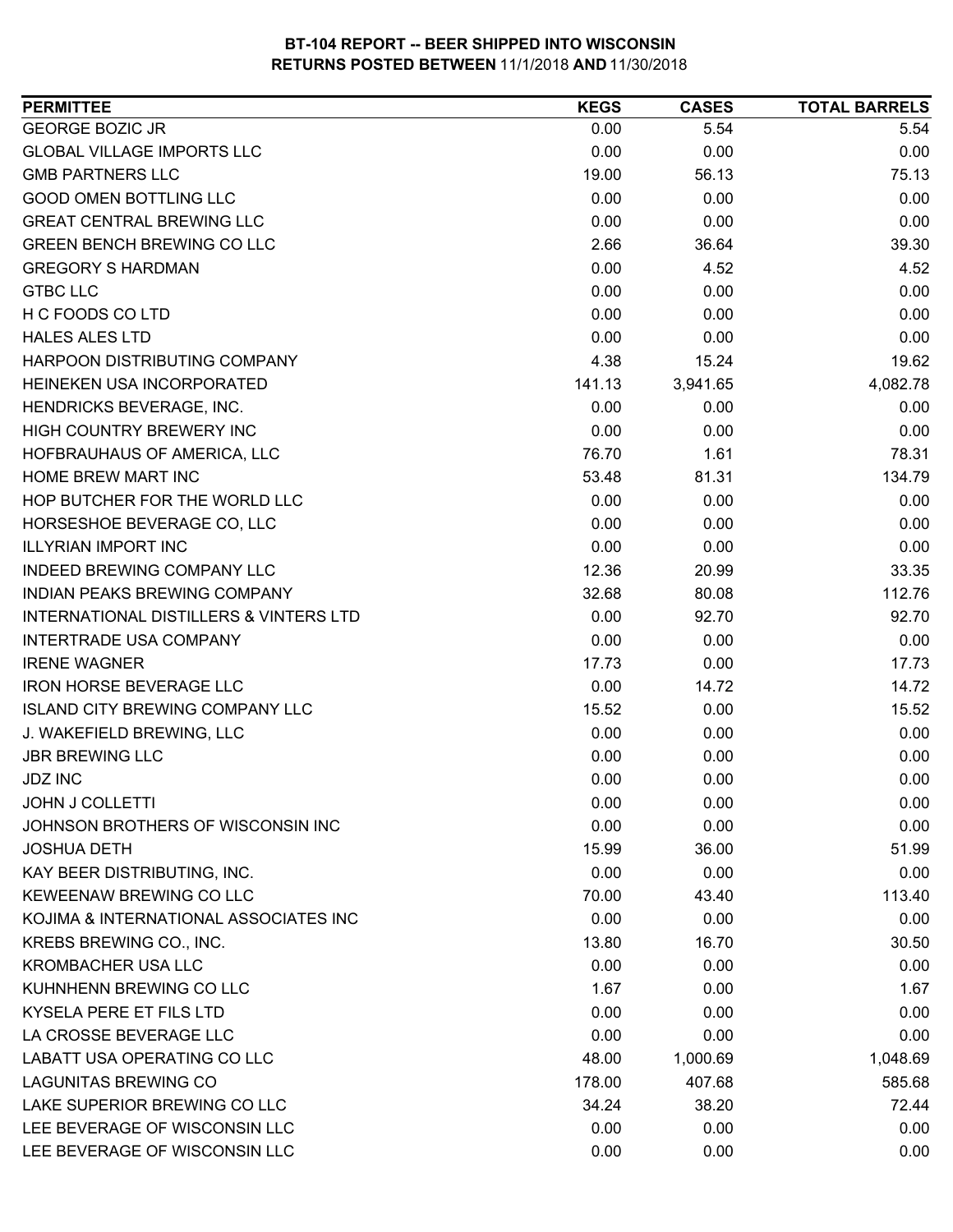**BT-104 REPORT -- BEER SHIPPED INTO WISCONSIN**
**RETURNS POSTED BETWEEN** 11/1/2018 **AND** 11/30/2018

| PERMITTEE | KEGS | CASES | TOTAL BARRELS |
|---|---|---|---|
| GEORGE BOZIC JR | 0.00 | 5.54 | 5.54 |
| GLOBAL VILLAGE IMPORTS LLC | 0.00 | 0.00 | 0.00 |
| GMB PARTNERS LLC | 19.00 | 56.13 | 75.13 |
| GOOD OMEN BOTTLING LLC | 0.00 | 0.00 | 0.00 |
| GREAT CENTRAL BREWING LLC | 0.00 | 0.00 | 0.00 |
| GREEN BENCH BREWING CO LLC | 2.66 | 36.64 | 39.30 |
| GREGORY S HARDMAN | 0.00 | 4.52 | 4.52 |
| GTBC LLC | 0.00 | 0.00 | 0.00 |
| H C FOODS CO LTD | 0.00 | 0.00 | 0.00 |
| HALES ALES LTD | 0.00 | 0.00 | 0.00 |
| HARPOON DISTRIBUTING COMPANY | 4.38 | 15.24 | 19.62 |
| HEINEKEN USA INCORPORATED | 141.13 | 3,941.65 | 4,082.78 |
| HENDRICKS BEVERAGE, INC. | 0.00 | 0.00 | 0.00 |
| HIGH COUNTRY BREWERY INC | 0.00 | 0.00 | 0.00 |
| HOFBRAUHAUS OF AMERICA, LLC | 76.70 | 1.61 | 78.31 |
| HOME BREW MART INC | 53.48 | 81.31 | 134.79 |
| HOP BUTCHER FOR THE WORLD LLC | 0.00 | 0.00 | 0.00 |
| HORSESHOE BEVERAGE CO, LLC | 0.00 | 0.00 | 0.00 |
| ILLYRIAN IMPORT INC | 0.00 | 0.00 | 0.00 |
| INDEED BREWING COMPANY LLC | 12.36 | 20.99 | 33.35 |
| INDIAN PEAKS BREWING COMPANY | 32.68 | 80.08 | 112.76 |
| INTERNATIONAL DISTILLERS & VINTERS LTD | 0.00 | 92.70 | 92.70 |
| INTERTRADE USA COMPANY | 0.00 | 0.00 | 0.00 |
| IRENE WAGNER | 17.73 | 0.00 | 17.73 |
| IRON HORSE BEVERAGE LLC | 0.00 | 14.72 | 14.72 |
| ISLAND CITY BREWING COMPANY LLC | 15.52 | 0.00 | 15.52 |
| J. WAKEFIELD BREWING, LLC | 0.00 | 0.00 | 0.00 |
| JBR BREWING LLC | 0.00 | 0.00 | 0.00 |
| JDZ INC | 0.00 | 0.00 | 0.00 |
| JOHN J COLLETTI | 0.00 | 0.00 | 0.00 |
| JOHNSON BROTHERS OF WISCONSIN INC | 0.00 | 0.00 | 0.00 |
| JOSHUA DETH | 15.99 | 36.00 | 51.99 |
| KAY BEER DISTRIBUTING, INC. | 0.00 | 0.00 | 0.00 |
| KEWEENAW BREWING CO LLC | 70.00 | 43.40 | 113.40 |
| KOJIMA & INTERNATIONAL ASSOCIATES INC | 0.00 | 0.00 | 0.00 |
| KREBS BREWING CO., INC. | 13.80 | 16.70 | 30.50 |
| KROMBACHER USA LLC | 0.00 | 0.00 | 0.00 |
| KUHNHENN BREWING CO LLC | 1.67 | 0.00 | 1.67 |
| KYSELA PERE ET FILS LTD | 0.00 | 0.00 | 0.00 |
| LA CROSSE BEVERAGE LLC | 0.00 | 0.00 | 0.00 |
| LABATT USA OPERATING CO LLC | 48.00 | 1,000.69 | 1,048.69 |
| LAGUNITAS BREWING CO | 178.00 | 407.68 | 585.68 |
| LAKE SUPERIOR BREWING CO LLC | 34.24 | 38.20 | 72.44 |
| LEE BEVERAGE OF WISCONSIN LLC | 0.00 | 0.00 | 0.00 |
| LEE BEVERAGE OF WISCONSIN LLC | 0.00 | 0.00 | 0.00 |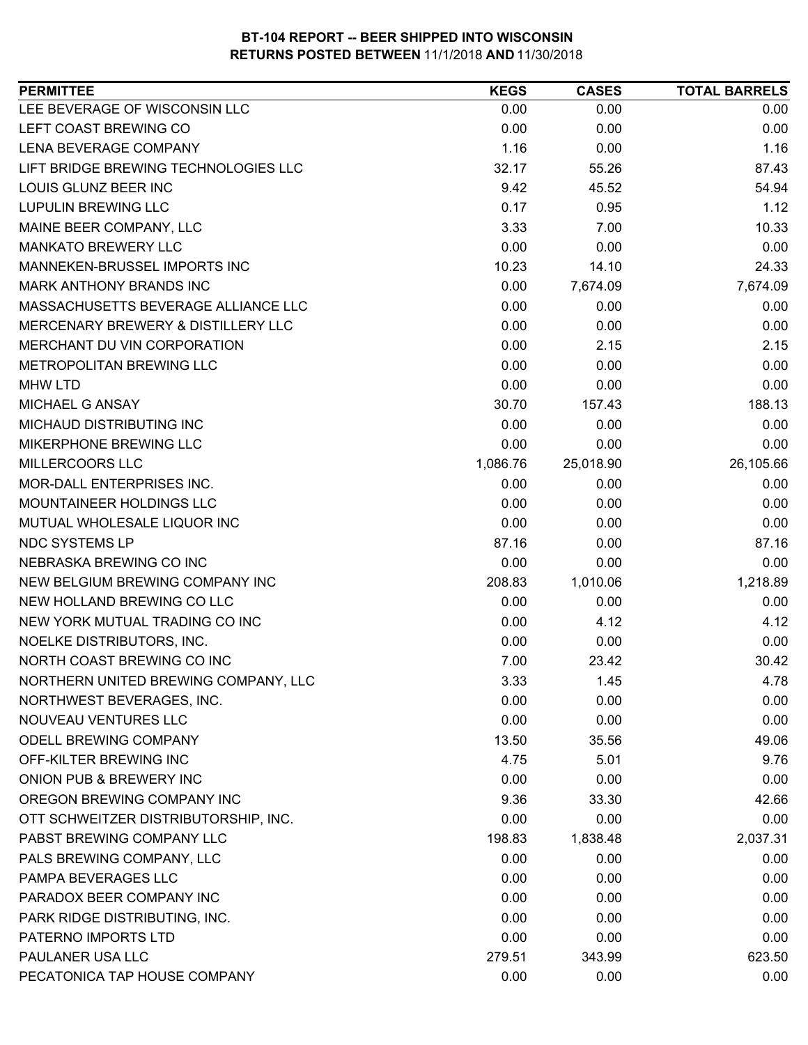**BT-104 REPORT -- BEER SHIPPED INTO WISCONSIN**
**RETURNS POSTED BETWEEN** 11/1/2018 **AND** 11/30/2018

| PERMITTEE | KEGS | CASES | TOTAL BARRELS |
|---|---|---|---|
| LEE BEVERAGE OF WISCONSIN LLC | 0.00 | 0.00 | 0.00 |
| LEFT COAST BREWING CO | 0.00 | 0.00 | 0.00 |
| LENA BEVERAGE COMPANY | 1.16 | 0.00 | 1.16 |
| LIFT BRIDGE BREWING TECHNOLOGIES LLC | 32.17 | 55.26 | 87.43 |
| LOUIS GLUNZ BEER INC | 9.42 | 45.52 | 54.94 |
| LUPULIN BREWING LLC | 0.17 | 0.95 | 1.12 |
| MAINE BEER COMPANY, LLC | 3.33 | 7.00 | 10.33 |
| MANKATO BREWERY LLC | 0.00 | 0.00 | 0.00 |
| MANNEKEN-BRUSSEL IMPORTS INC | 10.23 | 14.10 | 24.33 |
| MARK ANTHONY BRANDS INC | 0.00 | 7,674.09 | 7,674.09 |
| MASSACHUSETTS BEVERAGE ALLIANCE LLC | 0.00 | 0.00 | 0.00 |
| MERCENARY BREWERY & DISTILLERY LLC | 0.00 | 0.00 | 0.00 |
| MERCHANT DU VIN CORPORATION | 0.00 | 2.15 | 2.15 |
| METROPOLITAN BREWING LLC | 0.00 | 0.00 | 0.00 |
| MHW LTD | 0.00 | 0.00 | 0.00 |
| MICHAEL G ANSAY | 30.70 | 157.43 | 188.13 |
| MICHAUD DISTRIBUTING INC | 0.00 | 0.00 | 0.00 |
| MIKERPHONE BREWING LLC | 0.00 | 0.00 | 0.00 |
| MILLERCOORS LLC | 1,086.76 | 25,018.90 | 26,105.66 |
| MOR-DALL ENTERPRISES INC. | 0.00 | 0.00 | 0.00 |
| MOUNTAINEER HOLDINGS LLC | 0.00 | 0.00 | 0.00 |
| MUTUAL WHOLESALE LIQUOR INC | 0.00 | 0.00 | 0.00 |
| NDC SYSTEMS LP | 87.16 | 0.00 | 87.16 |
| NEBRASKA BREWING CO INC | 0.00 | 0.00 | 0.00 |
| NEW BELGIUM BREWING COMPANY INC | 208.83 | 1,010.06 | 1,218.89 |
| NEW HOLLAND BREWING CO LLC | 0.00 | 0.00 | 0.00 |
| NEW YORK MUTUAL TRADING CO INC | 0.00 | 4.12 | 4.12 |
| NOELKE DISTRIBUTORS, INC. | 0.00 | 0.00 | 0.00 |
| NORTH COAST BREWING CO INC | 7.00 | 23.42 | 30.42 |
| NORTHERN UNITED BREWING COMPANY, LLC | 3.33 | 1.45 | 4.78 |
| NORTHWEST BEVERAGES, INC. | 0.00 | 0.00 | 0.00 |
| NOUVEAU VENTURES LLC | 0.00 | 0.00 | 0.00 |
| ODELL BREWING COMPANY | 13.50 | 35.56 | 49.06 |
| OFF-KILTER BREWING INC | 4.75 | 5.01 | 9.76 |
| ONION PUB & BREWERY INC | 0.00 | 0.00 | 0.00 |
| OREGON BREWING COMPANY INC | 9.36 | 33.30 | 42.66 |
| OTT SCHWEITZER DISTRIBUTORSHIP, INC. | 0.00 | 0.00 | 0.00 |
| PABST BREWING COMPANY LLC | 198.83 | 1,838.48 | 2,037.31 |
| PALS BREWING COMPANY, LLC | 0.00 | 0.00 | 0.00 |
| PAMPA BEVERAGES LLC | 0.00 | 0.00 | 0.00 |
| PARADOX BEER COMPANY INC | 0.00 | 0.00 | 0.00 |
| PARK RIDGE DISTRIBUTING, INC. | 0.00 | 0.00 | 0.00 |
| PATERNO IMPORTS LTD | 0.00 | 0.00 | 0.00 |
| PAULANER USA LLC | 279.51 | 343.99 | 623.50 |
| PECATONICA TAP HOUSE COMPANY | 0.00 | 0.00 | 0.00 |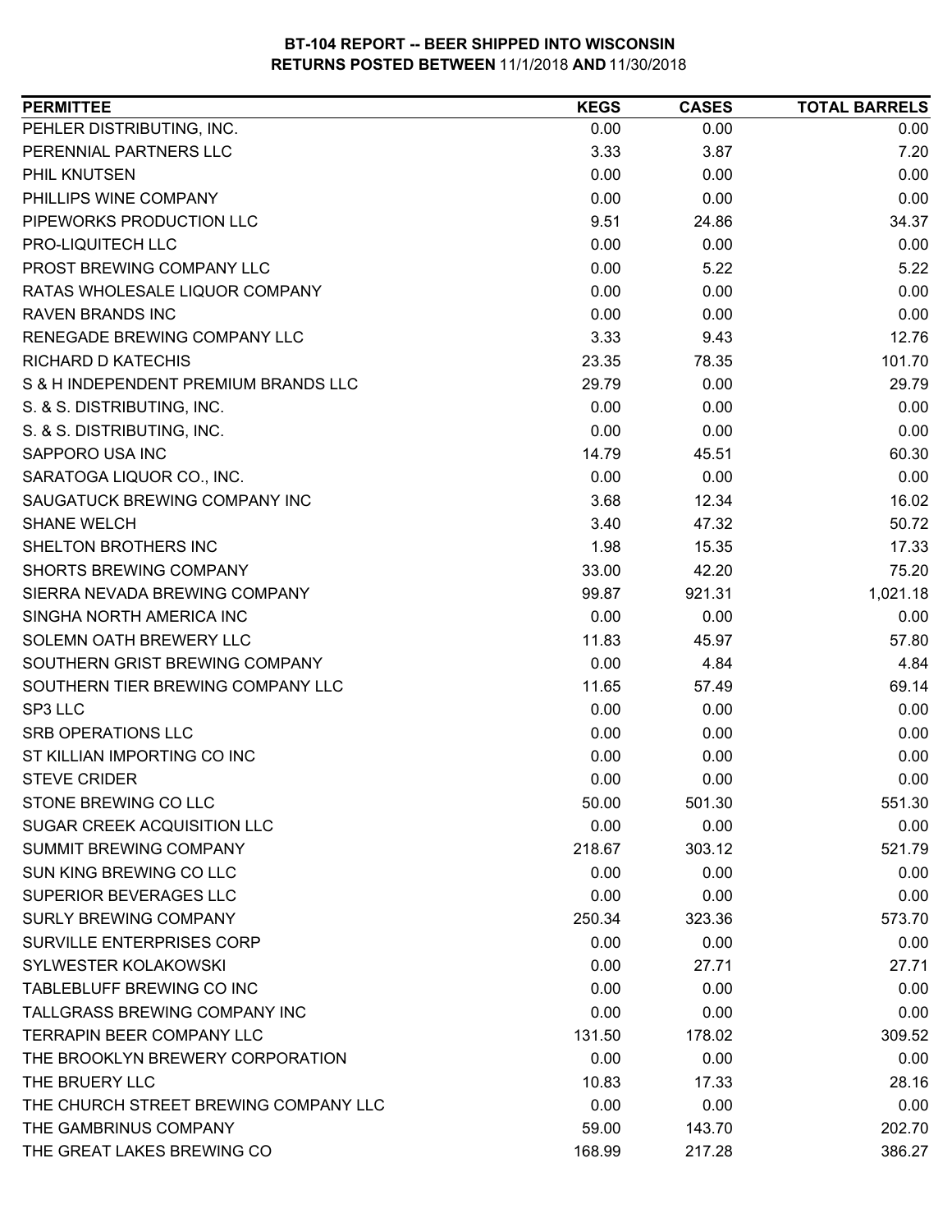# BT-104 REPORT -- BEER SHIPPED INTO WISCONSIN
## RETURNS POSTED BETWEEN 11/1/2018 AND 11/30/2018

| PERMITTEE | KEGS | CASES | TOTAL BARRELS |
|---|---|---|---|
| PEHLER DISTRIBUTING, INC. | 0.00 | 0.00 | 0.00 |
| PERENNIAL PARTNERS LLC | 3.33 | 3.87 | 7.20 |
| PHIL KNUTSEN | 0.00 | 0.00 | 0.00 |
| PHILLIPS WINE COMPANY | 0.00 | 0.00 | 0.00 |
| PIPEWORKS PRODUCTION LLC | 9.51 | 24.86 | 34.37 |
| PRO-LIQUITECH LLC | 0.00 | 0.00 | 0.00 |
| PROST BREWING COMPANY LLC | 0.00 | 5.22 | 5.22 |
| RATAS WHOLESALE LIQUOR COMPANY | 0.00 | 0.00 | 0.00 |
| RAVEN BRANDS INC | 0.00 | 0.00 | 0.00 |
| RENEGADE BREWING COMPANY LLC | 3.33 | 9.43 | 12.76 |
| RICHARD D KATECHIS | 23.35 | 78.35 | 101.70 |
| S & H INDEPENDENT PREMIUM BRANDS LLC | 29.79 | 0.00 | 29.79 |
| S. & S. DISTRIBUTING, INC. | 0.00 | 0.00 | 0.00 |
| S. & S. DISTRIBUTING, INC. | 0.00 | 0.00 | 0.00 |
| SAPPORO USA INC | 14.79 | 45.51 | 60.30 |
| SARATOGA LIQUOR CO., INC. | 0.00 | 0.00 | 0.00 |
| SAUGATUCK BREWING COMPANY INC | 3.68 | 12.34 | 16.02 |
| SHANE WELCH | 3.40 | 47.32 | 50.72 |
| SHELTON BROTHERS INC | 1.98 | 15.35 | 17.33 |
| SHORTS BREWING COMPANY | 33.00 | 42.20 | 75.20 |
| SIERRA NEVADA BREWING COMPANY | 99.87 | 921.31 | 1,021.18 |
| SINGHA NORTH AMERICA INC | 0.00 | 0.00 | 0.00 |
| SOLEMN OATH BREWERY LLC | 11.83 | 45.97 | 57.80 |
| SOUTHERN GRIST BREWING COMPANY | 0.00 | 4.84 | 4.84 |
| SOUTHERN TIER BREWING COMPANY LLC | 11.65 | 57.49 | 69.14 |
| SP3 LLC | 0.00 | 0.00 | 0.00 |
| SRB OPERATIONS LLC | 0.00 | 0.00 | 0.00 |
| ST KILLIAN IMPORTING CO INC | 0.00 | 0.00 | 0.00 |
| STEVE CRIDER | 0.00 | 0.00 | 0.00 |
| STONE BREWING CO LLC | 50.00 | 501.30 | 551.30 |
| SUGAR CREEK ACQUISITION LLC | 0.00 | 0.00 | 0.00 |
| SUMMIT BREWING COMPANY | 218.67 | 303.12 | 521.79 |
| SUN KING BREWING CO LLC | 0.00 | 0.00 | 0.00 |
| SUPERIOR BEVERAGES LLC | 0.00 | 0.00 | 0.00 |
| SURLY BREWING COMPANY | 250.34 | 323.36 | 573.70 |
| SURVILLE ENTERPRISES CORP | 0.00 | 0.00 | 0.00 |
| SYLWESTER KOLAKOWSKI | 0.00 | 27.71 | 27.71 |
| TABLEBLUFF BREWING CO INC | 0.00 | 0.00 | 0.00 |
| TALLGRASS BREWING COMPANY INC | 0.00 | 0.00 | 0.00 |
| TERRAPIN BEER COMPANY LLC | 131.50 | 178.02 | 309.52 |
| THE BROOKLYN BREWERY CORPORATION | 0.00 | 0.00 | 0.00 |
| THE BRUERY LLC | 10.83 | 17.33 | 28.16 |
| THE CHURCH STREET BREWING COMPANY LLC | 0.00 | 0.00 | 0.00 |
| THE GAMBRINUS COMPANY | 59.00 | 143.70 | 202.70 |
| THE GREAT LAKES BREWING CO | 168.99 | 217.28 | 386.27 |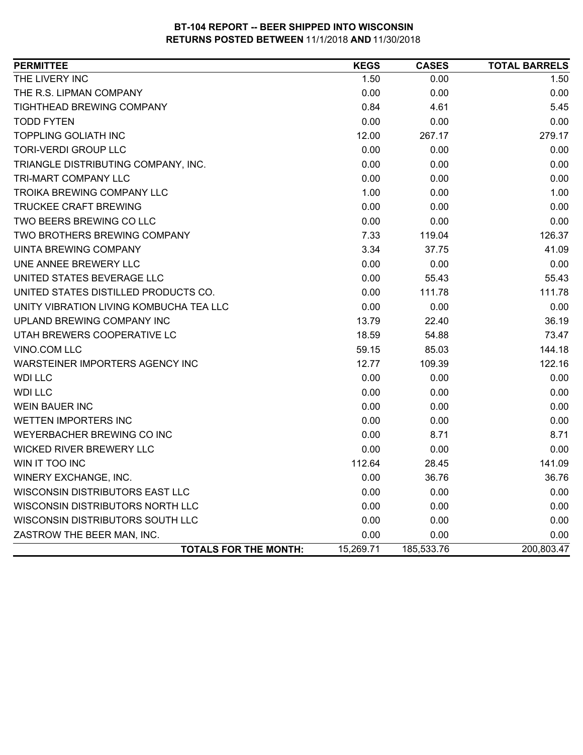**BT-104 REPORT -- BEER SHIPPED INTO WISCONSIN**
**RETURNS POSTED BETWEEN 11/1/2018 AND 11/30/2018**

| PERMITTEE | KEGS | CASES | TOTAL BARRELS |
|---|---|---|---|
| THE LIVERY INC | 1.50 | 0.00 | 1.50 |
| THE R.S. LIPMAN COMPANY | 0.00 | 0.00 | 0.00 |
| TIGHTHEAD BREWING COMPANY | 0.84 | 4.61 | 5.45 |
| TODD FYTEN | 0.00 | 0.00 | 0.00 |
| TOPPLING GOLIATH INC | 12.00 | 267.17 | 279.17 |
| TORI-VERDI GROUP LLC | 0.00 | 0.00 | 0.00 |
| TRIANGLE DISTRIBUTING COMPANY, INC. | 0.00 | 0.00 | 0.00 |
| TRI-MART COMPANY LLC | 0.00 | 0.00 | 0.00 |
| TROIKA BREWING COMPANY LLC | 1.00 | 0.00 | 1.00 |
| TRUCKEE CRAFT BREWING | 0.00 | 0.00 | 0.00 |
| TWO BEERS BREWING CO LLC | 0.00 | 0.00 | 0.00 |
| TWO BROTHERS BREWING COMPANY | 7.33 | 119.04 | 126.37 |
| UINTA BREWING COMPANY | 3.34 | 37.75 | 41.09 |
| UNE ANNEE BREWERY LLC | 0.00 | 0.00 | 0.00 |
| UNITED STATES BEVERAGE LLC | 0.00 | 55.43 | 55.43 |
| UNITED STATES DISTILLED PRODUCTS CO. | 0.00 | 111.78 | 111.78 |
| UNITY VIBRATION LIVING KOMBUCHA TEA LLC | 0.00 | 0.00 | 0.00 |
| UPLAND BREWING COMPANY INC | 13.79 | 22.40 | 36.19 |
| UTAH BREWERS COOPERATIVE LC | 18.59 | 54.88 | 73.47 |
| VINO.COM LLC | 59.15 | 85.03 | 144.18 |
| WARSTEINER IMPORTERS AGENCY INC | 12.77 | 109.39 | 122.16 |
| WDI LLC | 0.00 | 0.00 | 0.00 |
| WDI LLC | 0.00 | 0.00 | 0.00 |
| WEIN BAUER INC | 0.00 | 0.00 | 0.00 |
| WETTEN IMPORTERS INC | 0.00 | 0.00 | 0.00 |
| WEYERBACHER BREWING CO INC | 0.00 | 8.71 | 8.71 |
| WICKED RIVER BREWERY LLC | 0.00 | 0.00 | 0.00 |
| WIN IT TOO INC | 112.64 | 28.45 | 141.09 |
| WINERY EXCHANGE, INC. | 0.00 | 36.76 | 36.76 |
| WISCONSIN DISTRIBUTORS EAST LLC | 0.00 | 0.00 | 0.00 |
| WISCONSIN DISTRIBUTORS NORTH LLC | 0.00 | 0.00 | 0.00 |
| WISCONSIN DISTRIBUTORS SOUTH LLC | 0.00 | 0.00 | 0.00 |
| ZASTROW THE BEER MAN, INC. | 0.00 | 0.00 | 0.00 |
| **TOTALS FOR THE MONTH:** | 15,269.71 | 185,533.76 | 200,803.47 |